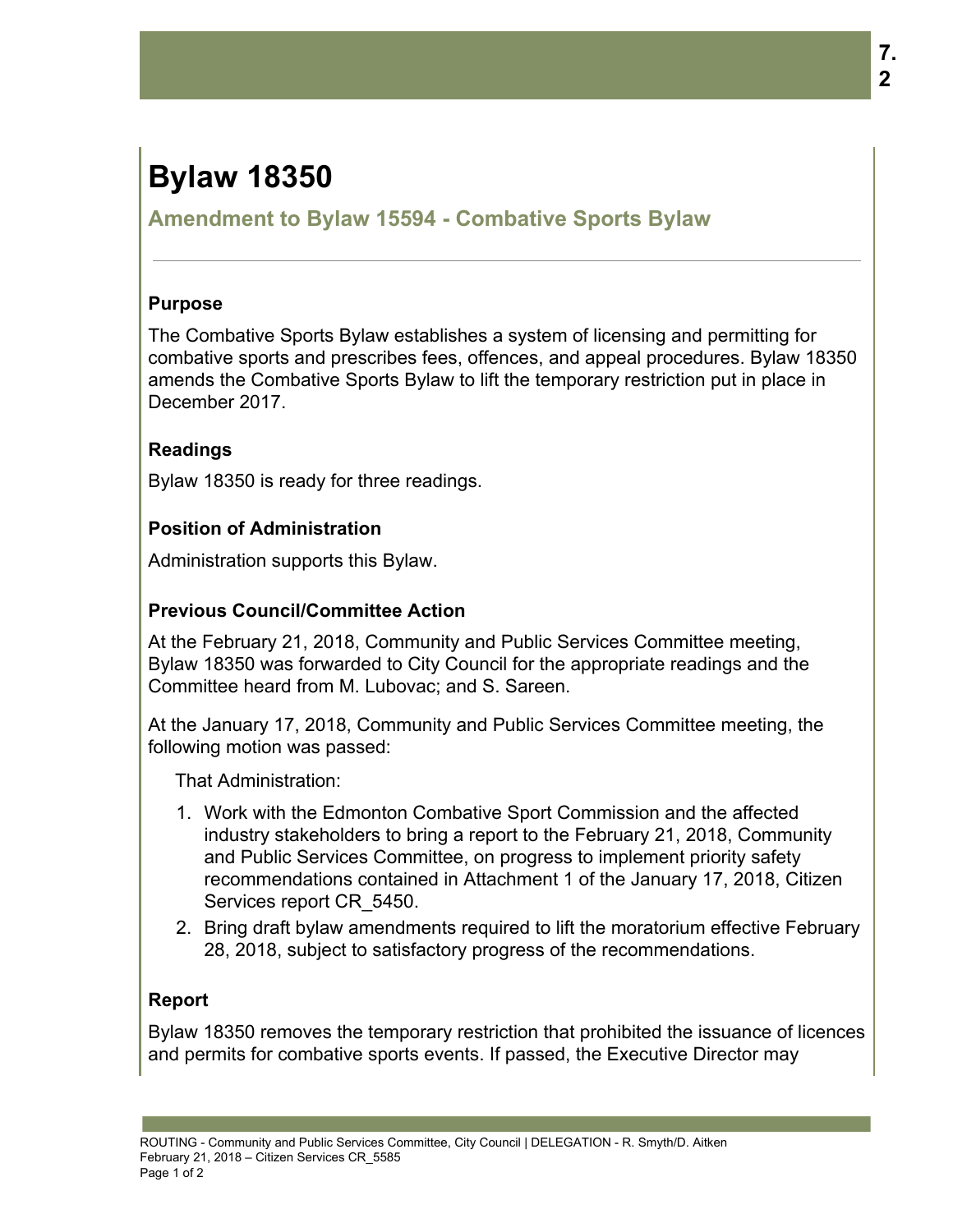# Bylaw 18350

## Amendment to Bylaw 15594 - Combative Sports Bylaw

### Purpose

The Combative Sports Bylaw establishes a system of licensing and permitting for combative sports and prescribes fees, offences, and appeal procedures. Bylaw 18350 amends the Combative Sports Bylaw to lift the temporary restriction put in place in December 2017.

### Readings

Bylaw 18350 is ready for three readings.

### Position of Administration

Administration supports this Bylaw.

### Previous Council/Committee Action

At the February 21, 2018, Community and Public Services Committee meeting, Bylaw 18350 was forwarded to City Council for the appropriate readings and the Committee heard from M. Lubovac; and S. Sareen.

At the January 17, 2018, Community and Public Services Committee meeting, the following motion was passed:

That Administration:

1. Work with the Edmonton Combative Sport Commission and the affected industry stakeholders to bring a report to the February 21, 2018, Community and Public Services Committee, on progress to implement priority safety recommendations contained in Attachment 1 of the January 17, 2018, Citizen Services report CR_5450.
2. Bring draft bylaw amendments required to lift the moratorium effective February 28, 2018, subject to satisfactory progress of the recommendations.

### Report

Bylaw 18350 removes the temporary restriction that prohibited the issuance of licences and permits for combative sports events. If passed, the Executive Director may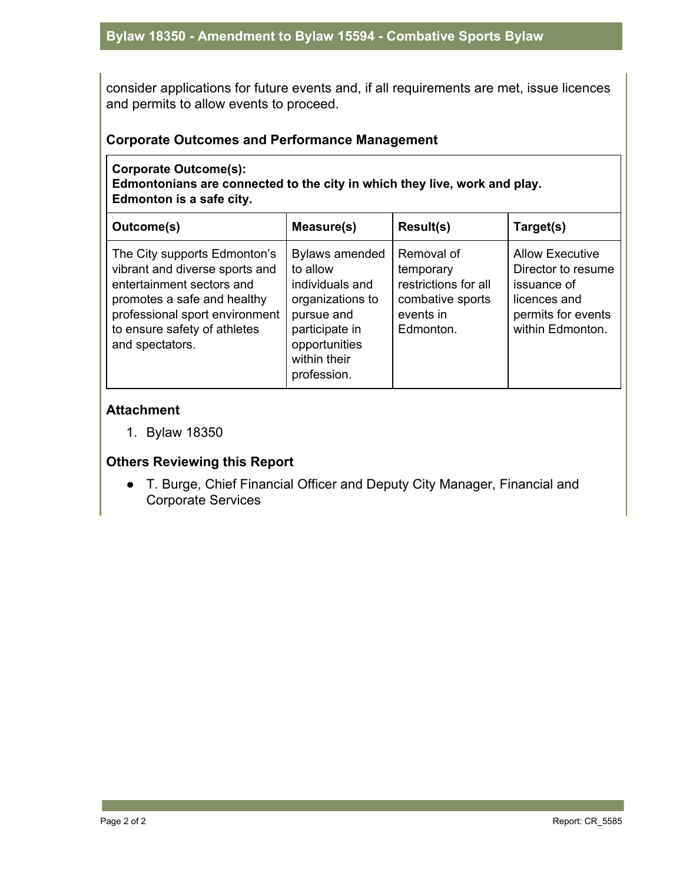consider applications for future events and, if all requirements are met, issue licences and permits to allow events to proceed.

### Corporate Outcomes and Performance Management

**Corporate Outcome(s):**
**Edmontonians are connected to the city in which they live, work and play.**
**Edmonton is a safe city.**

| Outcome(s) | Measure(s) | Result(s) | Target(s) |
|---|---|---|---|
| The City supports Edmonton's vibrant and diverse sports and entertainment sectors and promotes a safe and healthy professional sport environment to ensure safety of athletes and spectators. | Bylaws amended to allow individuals and organizations to pursue and participate in opportunities within their profession. | Removal of temporary restrictions for all combative sports events in Edmonton. | Allow Executive Director to resume issuance of licences and permits for events within Edmonton. |

### Attachment

1. Bylaw 18350

### Others Reviewing this Report

- T. Burge, Chief Financial Officer and Deputy City Manager, Financial and Corporate Services